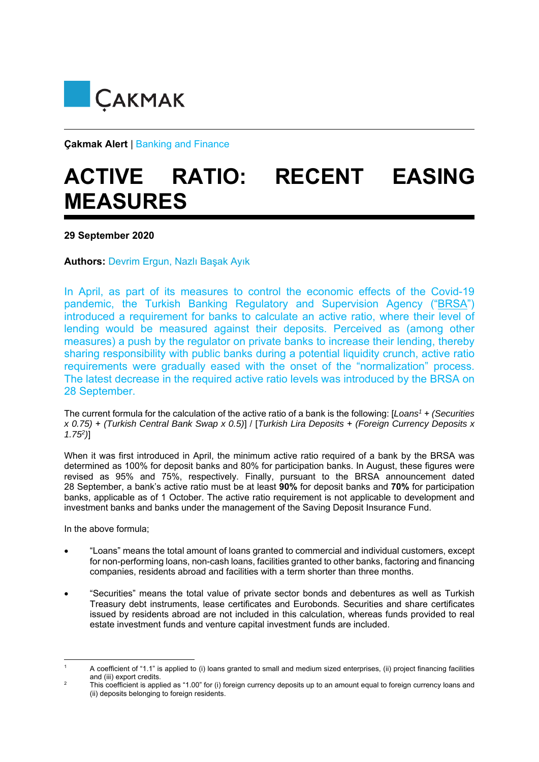ÇAKMAK

**Çakmak Alert** | Banking and Finance

# ACTIVE RATIO: RECENT EASING MEASURES

**29 September 2020**

**Authors:** Devrim Ergun, Nazlı Başak Ayık

In April, as part of its measures to control the economic effects of the Covid-19 pandemic, the Turkish Banking Regulatory and Supervision Agency ("BRSA") introduced a requirement for banks to calculate an active ratio, where their level of lending would be measured against their deposits. Perceived as (among other measures) a push by the regulator on private banks to increase their lending, thereby sharing responsibility with public banks during a potential liquidity crunch, active ratio requirements were gradually eased with the onset of the "normalization" process. The latest decrease in the required active ratio levels was introduced by the BRSA on 28 September.

The current formula for the calculation of the active ratio of a bank is the following: [*Loans*[1] + *(Securities x 0.75)* + *(Turkish Central Bank Swap x 0.5)*] / [*Turkish Lira Deposits* + *(Foreign Currency Deposits x 1.75*[2]*)*]

When it was first introduced in April, the minimum active ratio required of a bank by the BRSA was determined as 100% for deposit banks and 80% for participation banks. In August, these figures were revised as 95% and 75%, respectively. Finally, pursuant to the BRSA announcement dated 28 September, a bank's active ratio must be at least **90%** for deposit banks and **70%** for participation banks, applicable as of 1 October. The active ratio requirement is not applicable to development and investment banks and banks under the management of the Saving Deposit Insurance Fund.

In the above formula;

- "Loans" means the total amount of loans granted to commercial and individual customers, except for non-performing loans, non-cash loans, facilities granted to other banks, factoring and financing companies, residents abroad and facilities with a term shorter than three months.
- "Securities" means the total value of private sector bonds and debentures as well as Turkish Treasury debt instruments, lease certificates and Eurobonds. Securities and share certificates issued by residents abroad are not included in this calculation, whereas funds provided to real estate investment funds and venture capital investment funds are included.

---

[1] A coefficient of "1.1" is applied to (i) loans granted to small and medium sized enterprises, (ii) project financing facilities and (iii) export credits.

[2] This coefficient is applied as "1.00" for (i) foreign currency deposits up to an amount equal to foreign currency loans and (ii) deposits belonging to foreign residents.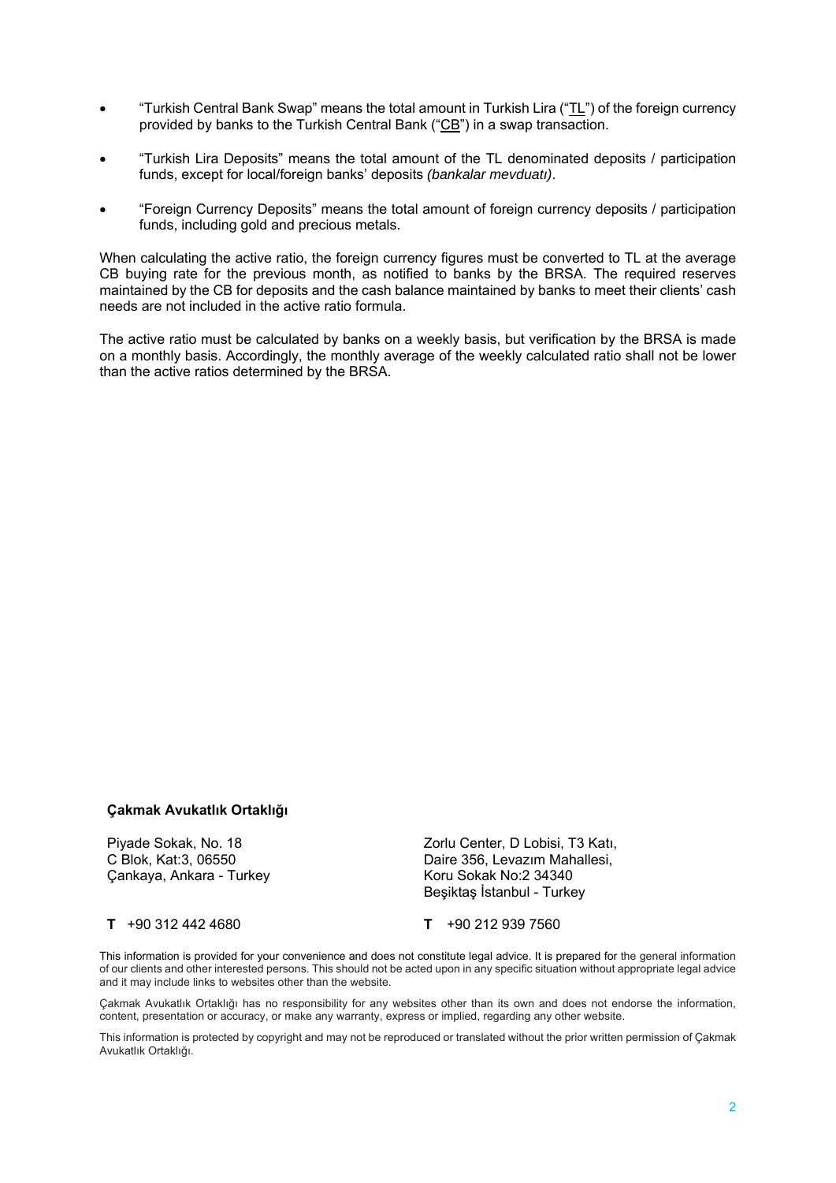- "Turkish Central Bank Swap" means the total amount in Turkish Lira ("TL") of the foreign currency provided by banks to the Turkish Central Bank ("CB") in a swap transaction.

- "Turkish Lira Deposits" means the total amount of the TL denominated deposits / participation funds, except for local/foreign banks' deposits *(bankalar mevduatı)*.

- "Foreign Currency Deposits" means the total amount of foreign currency deposits / participation funds, including gold and precious metals.

When calculating the active ratio, the foreign currency figures must be converted to TL at the average CB buying rate for the previous month, as notified to banks by the BRSA. The required reserves maintained by the CB for deposits and the cash balance maintained by banks to meet their clients' cash needs are not included in the active ratio formula.

The active ratio must be calculated by banks on a weekly basis, but verification by the BRSA is made on a monthly basis. Accordingly, the monthly average of the weekly calculated ratio shall not be lower than the active ratios determined by the BRSA.

**Çakmak Avukatlık Ortaklığı**

Piyade Sokak, No. 18
C Blok, Kat:3, 06550
Çankaya, Ankara - Turkey

**T** +90 312 442 4680

Zorlu Center, D Lobisi, T3 Katı,
Daire 356, Levazım Mahallesi,
Koru Sokak No:2 34340
Beşiktaş İstanbul - Turkey

**T** +90 212 939 7560

This information is provided for your convenience and does not constitute legal advice. It is prepared for the general information of our clients and other interested persons. This should not be acted upon in any specific situation without appropriate legal advice and it may include links to websites other than the website.

Çakmak Avukatlık Ortaklığı has no responsibility for any websites other than its own and does not endorse the information, content, presentation or accuracy, or make any warranty, express or implied, regarding any other website.

This information is protected by copyright and may not be reproduced or translated without the prior written permission of Çakmak Avukatlık Ortaklığı.